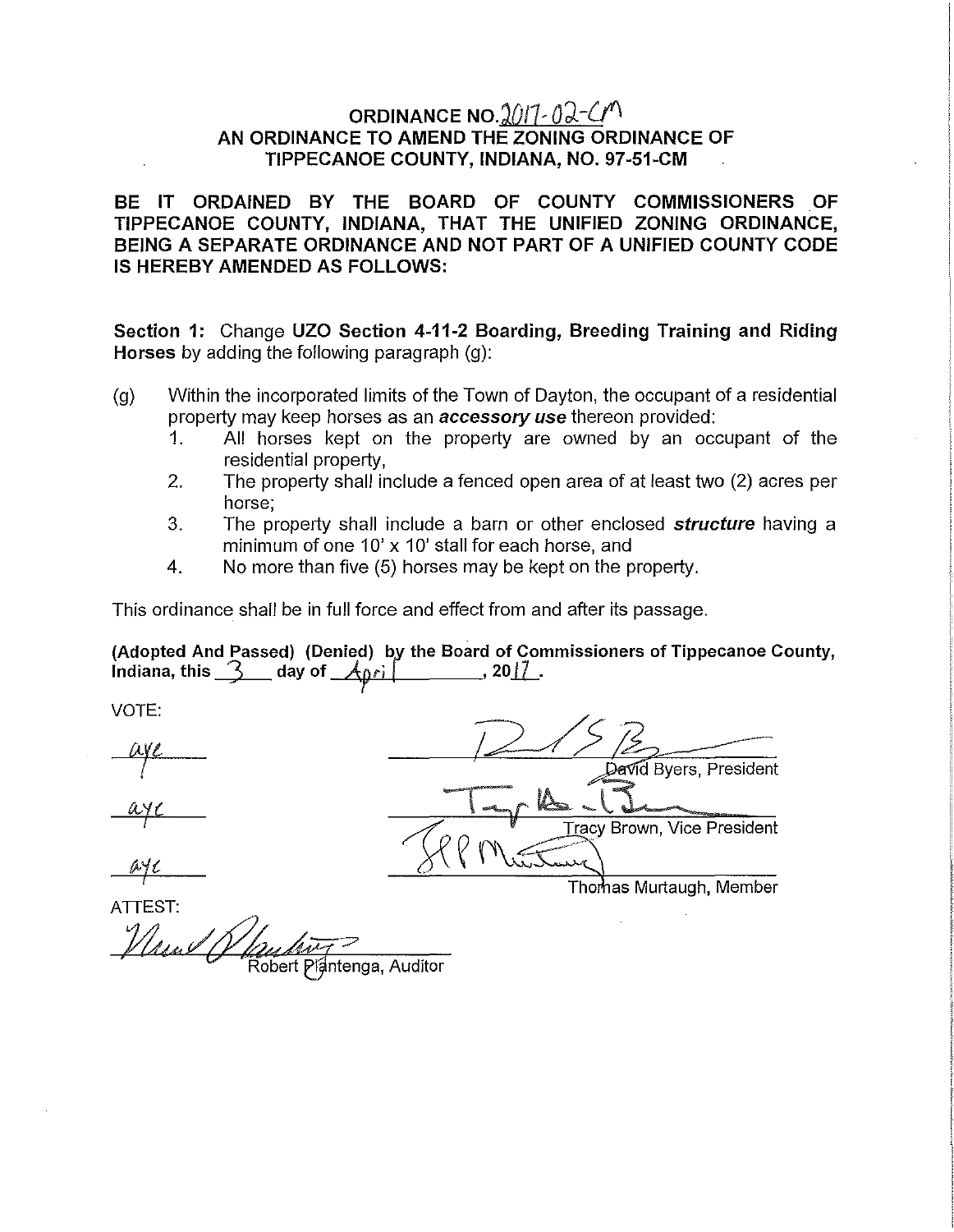# ORDINANCE NO. 2017-02-CM
## AN ORDINANCE TO AMEND THE ZONING ORDINANCE OF TIPPECANOE COUNTY, INDIANA, NO. 97-51-CM

**BE IT ORDAINED BY THE BOARD OF COUNTY COMMISSIONERS OF TIPPECANOE COUNTY, INDIANA, THAT THE UNIFIED ZONING ORDINANCE, BEING A SEPARATE ORDINANCE AND NOT PART OF A UNIFIED COUNTY CODE IS HEREBY AMENDED AS FOLLOWS:**

**Section 1:** Change **UZO Section 4-11-2 Boarding, Breeding Training and Riding Horses** by adding the following paragraph (g):

(g) Within the incorporated limits of the Town of Dayton, the occupant of a residential property may keep horses as an ***accessory use*** thereon provided:

1. All horses kept on the property are owned by an occupant of the residential property,
2. The property shall include a fenced open area of at least two (2) acres per horse;
3. The property shall include a barn or other enclosed ***structure*** having a minimum of one 10' x 10' stall for each horse, and
4. No more than five (5) horses may be kept on the property.

This ordinance shall be in full force and effect from and after its passage.

**(Adopted And Passed) (Denied) by the Board of Commissioners of Tippecanoe County, Indiana, this 3 day of April, 2017.**

VOTE:

| | |
|---|---|
| aye | David Byers, President |
| aye | Tracy Brown, Vice President |
| aye | Thomas Murtaugh, Member |

ATTEST:

Robert Plantenga, Auditor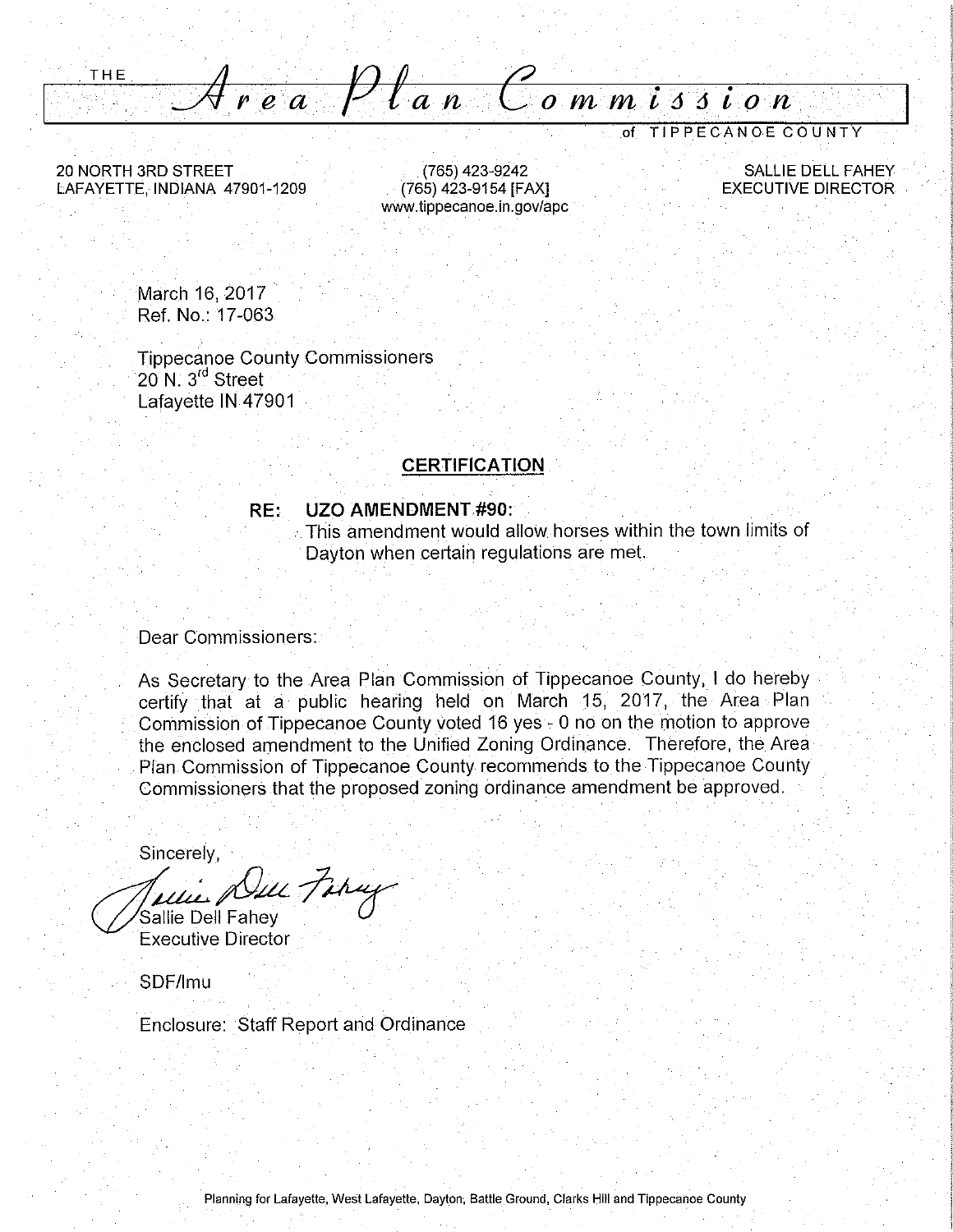THE *Area Plan Commission* of TIPPECANOE COUNTY

20 NORTH 3RD STREET
LAFAYETTE, INDIANA 47901-1209

(765) 423-9242
(765) 423-9154 [FAX]
www.tippecanoe.in.gov/apc

SALLIE DELL FAHEY
EXECUTIVE DIRECTOR

March 16, 2017
Ref. No.: 17-063

Tippecanoe County Commissioners
20 N. 3rd Street
Lafayette IN 47901

## CERTIFICATION

**RE: UZO AMENDMENT #90:**
This amendment would allow horses within the town limits of Dayton when certain regulations are met.

Dear Commissioners:

As Secretary to the Area Plan Commission of Tippecanoe County, I do hereby certify that at a public hearing held on March 15, 2017, the Area Plan Commission of Tippecanoe County voted 16 yes - 0 no on the motion to approve the enclosed amendment to the Unified Zoning Ordinance. Therefore, the Area Plan Commission of Tippecanoe County recommends to the Tippecanoe County Commissioners that the proposed zoning ordinance amendment be approved.

Sincerely,

Sallie Dell Fahey
Executive Director

SDF/lmu

Enclosure: Staff Report and Ordinance

Planning for Lafayette, West Lafayette, Dayton, Battle Ground, Clarks Hill and Tippecanoe County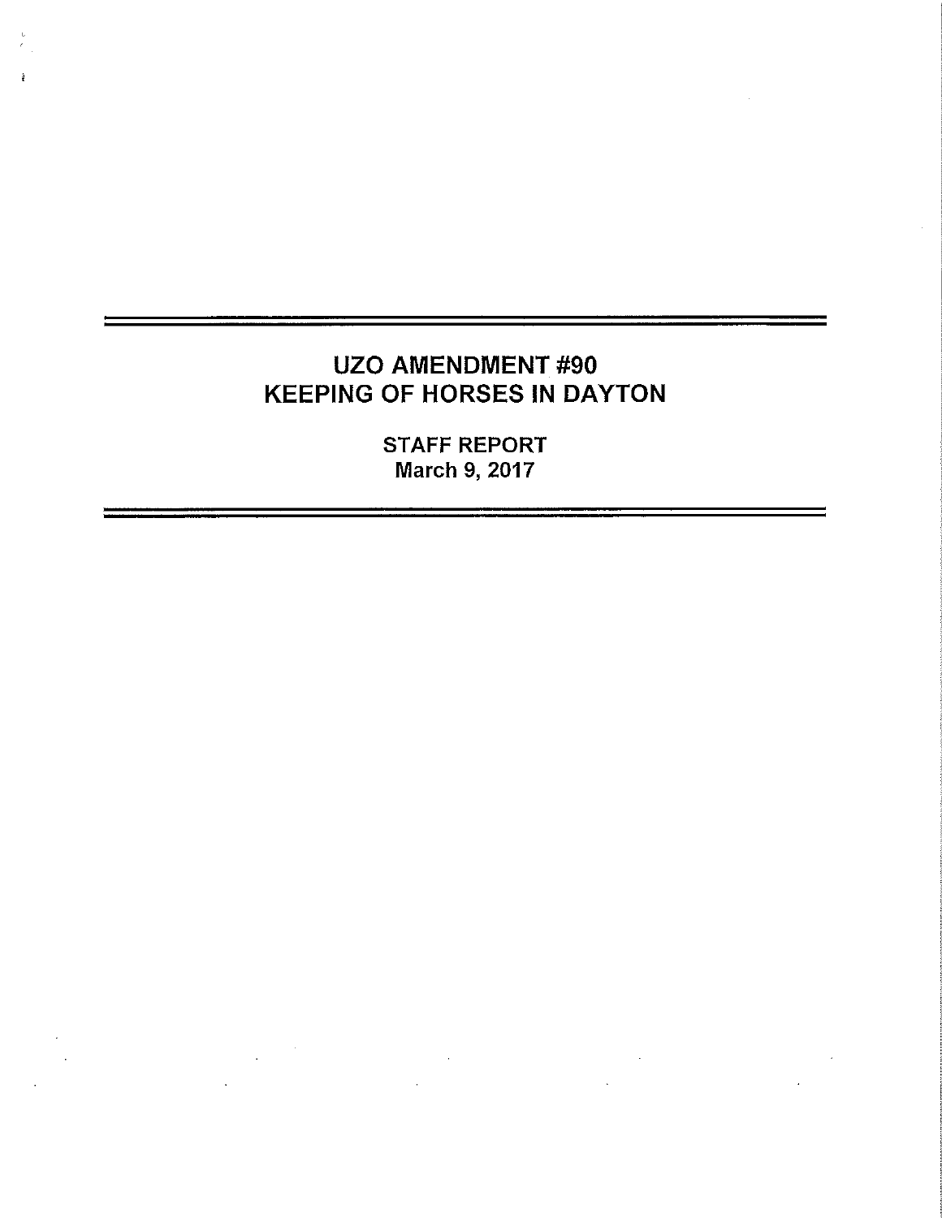# UZO AMENDMENT #90
# KEEPING OF HORSES IN DAYTON

**STAFF REPORT**
**March 9, 2017**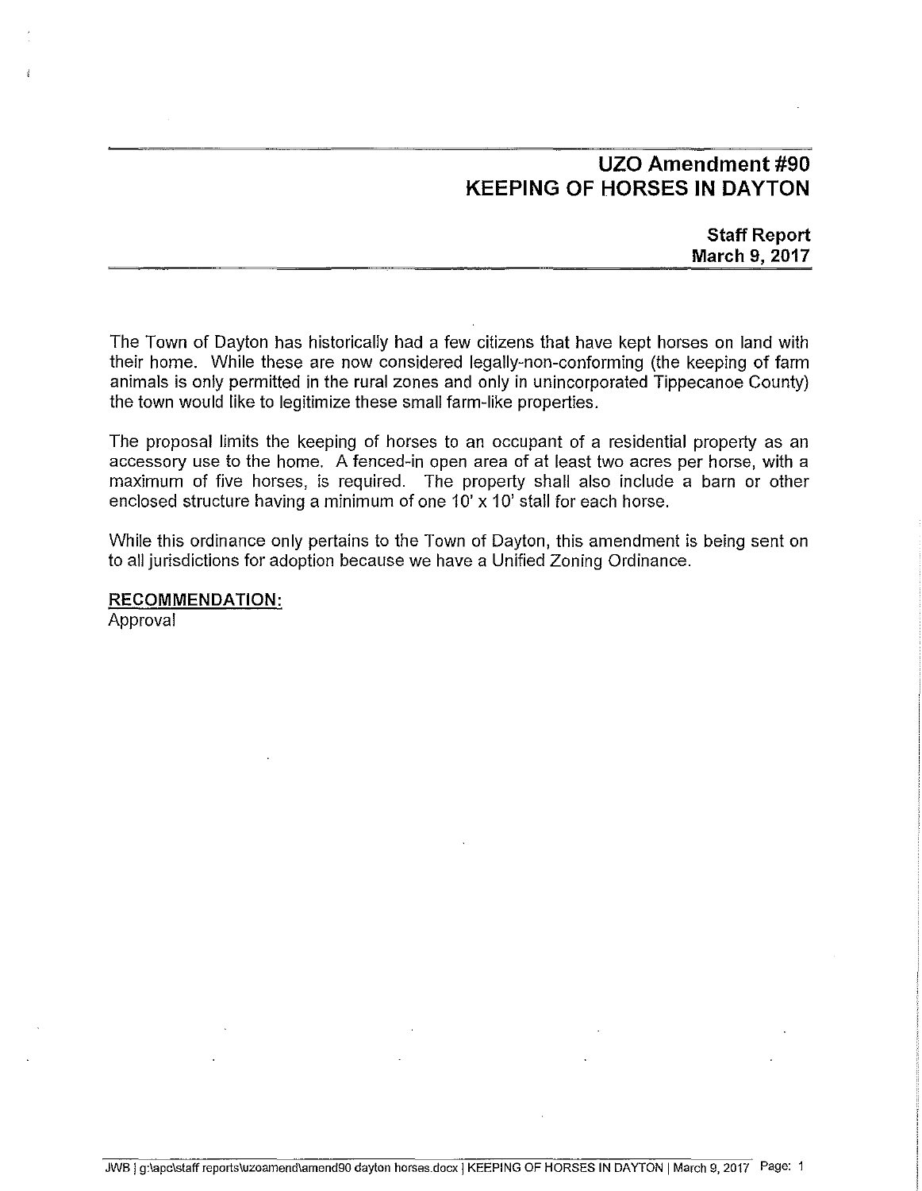# UZO Amendment #90
# KEEPING OF HORSES IN DAYTON

**Staff Report**
**March 9, 2017**

The Town of Dayton has historically had a few citizens that have kept horses on land with their home. While these are now considered legally-non-conforming (the keeping of farm animals is only permitted in the rural zones and only in unincorporated Tippecanoe County) the town would like to legitimize these small farm-like properties.

The proposal limits the keeping of horses to an occupant of a residential property as an accessory use to the home. A fenced-in open area of at least two acres per horse, with a maximum of five horses, is required. The property shall also include a barn or other enclosed structure having a minimum of one 10' x 10' stall for each horse.

While this ordinance only pertains to the Town of Dayton, this amendment is being sent on to all jurisdictions for adoption because we have a Unified Zoning Ordinance.

**RECOMMENDATION:**
Approval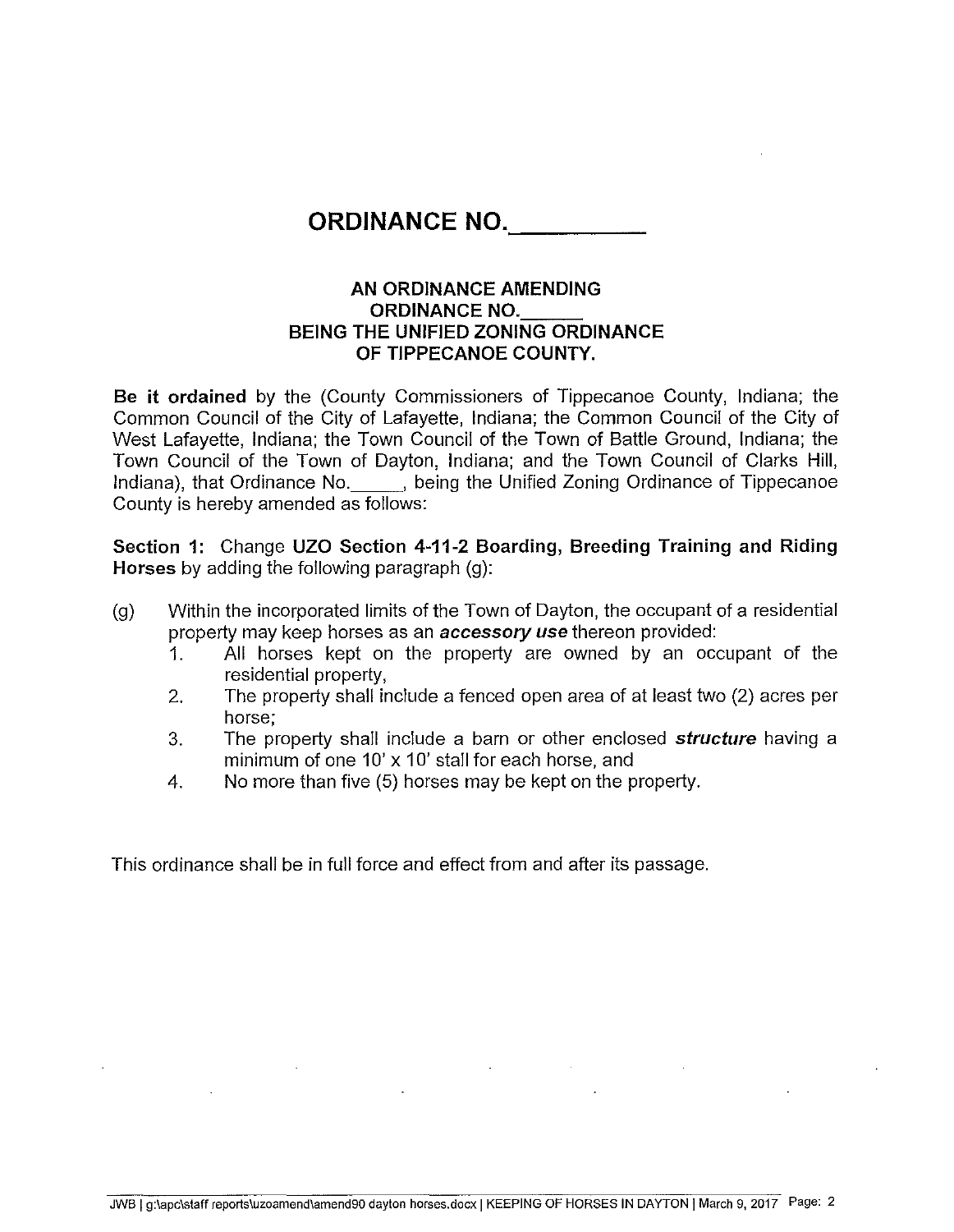# ORDINANCE NO.\_\_\_\_\_\_\_\_\_\_

### AN ORDINANCE AMENDING ORDINANCE NO.\_\_\_\_\_\_ BEING THE UNIFIED ZONING ORDINANCE OF TIPPECANOE COUNTY.

**Be it ordained** by the (County Commissioners of Tippecanoe County, Indiana; the Common Council of the City of Lafayette, Indiana; the Common Council of the City of West Lafayette, Indiana; the Town Council of the Town of Battle Ground, Indiana; the Town Council of the Town of Dayton, Indiana; and the Town Council of Clarks Hill, Indiana), that Ordinance No.\_\_\_\_\_\_, being the Unified Zoning Ordinance of Tippecanoe County is hereby amended as follows:

**Section 1:** Change **UZO Section 4-11-2 Boarding, Breeding Training and Riding Horses** by adding the following paragraph (g):

(g) Within the incorporated limits of the Town of Dayton, the occupant of a residential property may keep horses as an ***accessory use*** thereon provided:

1. All horses kept on the property are owned by an occupant of the residential property,
2. The property shall include a fenced open area of at least two (2) acres per horse;
3. The property shall include a barn or other enclosed ***structure*** having a minimum of one 10' x 10' stall for each horse, and
4. No more than five (5) horses may be kept on the property.

This ordinance shall be in full force and effect from and after its passage.